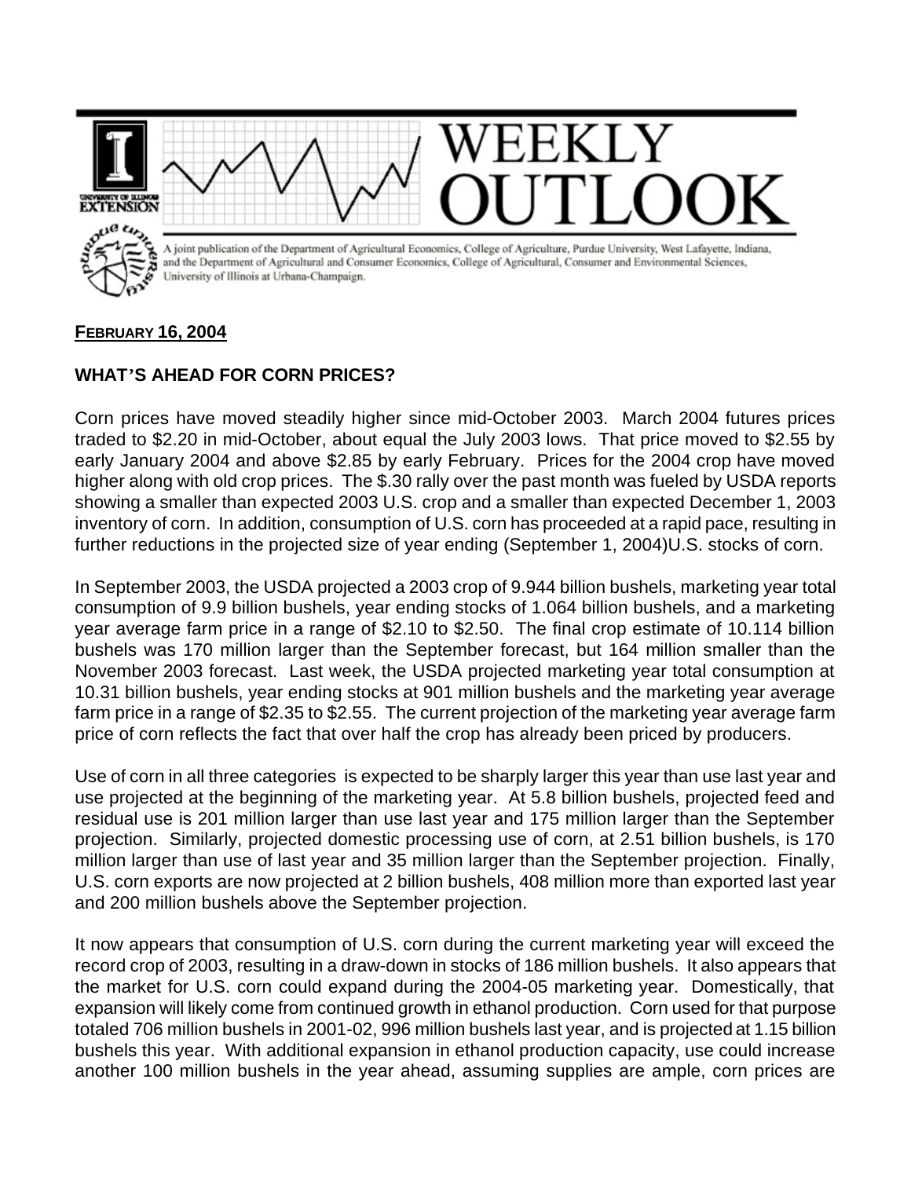# WEEKLY OUTLOOK

A joint publication of the Department of Agricultural Economics, College of Agriculture, Purdue University, West Lafayette, Indiana, and the Department of Agricultural and Consumer Economics, College of Agricultural, Consumer and Environmental Sciences, University of Illinois at Urbana-Champaign.

**FEBRUARY 16, 2004**

## WHAT'S AHEAD FOR CORN PRICES?

Corn prices have moved steadily higher since mid-October 2003. March 2004 futures prices traded to $2.20 in mid-October, about equal the July 2003 lows. That price moved to $2.55 by early January 2004 and above $2.85 by early February. Prices for the 2004 crop have moved higher along with old crop prices. The $.30 rally over the past month was fueled by USDA reports showing a smaller than expected 2003 U.S. crop and a smaller than expected December 1, 2003 inventory of corn. In addition, consumption of U.S. corn has proceeded at a rapid pace, resulting in further reductions in the projected size of year ending (September 1, 2004)U.S. stocks of corn.

In September 2003, the USDA projected a 2003 crop of 9.944 billion bushels, marketing year total consumption of 9.9 billion bushels, year ending stocks of 1.064 billion bushels, and a marketing year average farm price in a range of $2.10 to $2.50. The final crop estimate of 10.114 billion bushels was 170 million larger than the September forecast, but 164 million smaller than the November 2003 forecast. Last week, the USDA projected marketing year total consumption at 10.31 billion bushels, year ending stocks at 901 million bushels and the marketing year average farm price in a range of $2.35 to $2.55. The current projection of the marketing year average farm price of corn reflects the fact that over half the crop has already been priced by producers.

Use of corn in all three categories is expected to be sharply larger this year than use last year and use projected at the beginning of the marketing year. At 5.8 billion bushels, projected feed and residual use is 201 million larger than use last year and 175 million larger than the September projection. Similarly, projected domestic processing use of corn, at 2.51 billion bushels, is 170 million larger than use of last year and 35 million larger than the September projection. Finally, U.S. corn exports are now projected at 2 billion bushels, 408 million more than exported last year and 200 million bushels above the September projection.

It now appears that consumption of U.S. corn during the current marketing year will exceed the record crop of 2003, resulting in a draw-down in stocks of 186 million bushels. It also appears that the market for U.S. corn could expand during the 2004-05 marketing year. Domestically, that expansion will likely come from continued growth in ethanol production. Corn used for that purpose totaled 706 million bushels in 2001-02, 996 million bushels last year, and is projected at 1.15 billion bushels this year. With additional expansion in ethanol production capacity, use could increase another 100 million bushels in the year ahead, assuming supplies are ample, corn prices are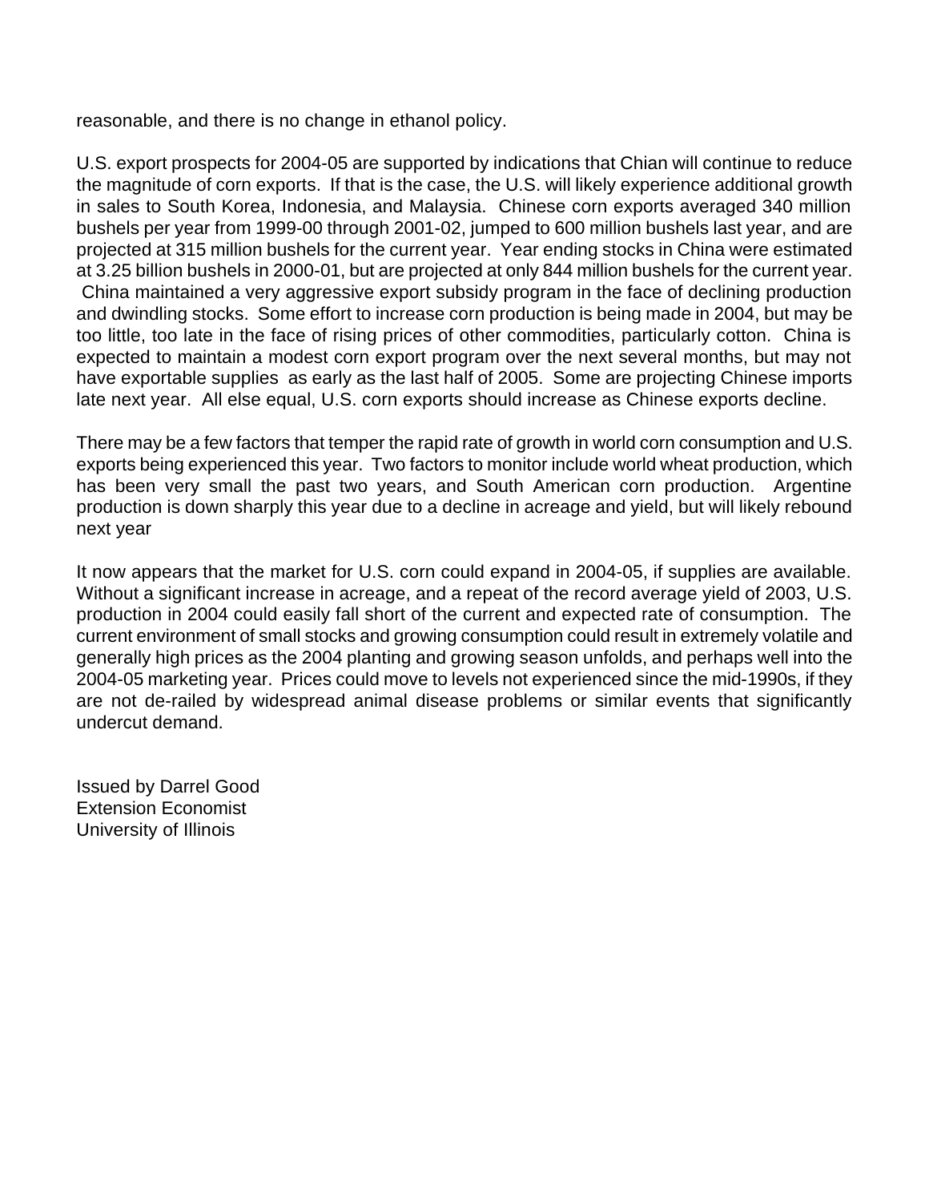reasonable, and there is no change in ethanol policy.

U.S. export prospects for 2004-05 are supported by indications that Chian will continue to reduce the magnitude of corn exports. If that is the case, the U.S. will likely experience additional growth in sales to South Korea, Indonesia, and Malaysia. Chinese corn exports averaged 340 million bushels per year from 1999-00 through 2001-02, jumped to 600 million bushels last year, and are projected at 315 million bushels for the current year. Year ending stocks in China were estimated at 3.25 billion bushels in 2000-01, but are projected at only 844 million bushels for the current year. China maintained a very aggressive export subsidy program in the face of declining production and dwindling stocks. Some effort to increase corn production is being made in 2004, but may be too little, too late in the face of rising prices of other commodities, particularly cotton. China is expected to maintain a modest corn export program over the next several months, but may not have exportable supplies as early as the last half of 2005. Some are projecting Chinese imports late next year. All else equal, U.S. corn exports should increase as Chinese exports decline.

There may be a few factors that temper the rapid rate of growth in world corn consumption and U.S. exports being experienced this year. Two factors to monitor include world wheat production, which has been very small the past two years, and South American corn production. Argentine production is down sharply this year due to a decline in acreage and yield, but will likely rebound next year

It now appears that the market for U.S. corn could expand in 2004-05, if supplies are available. Without a significant increase in acreage, and a repeat of the record average yield of 2003, U.S. production in 2004 could easily fall short of the current and expected rate of consumption. The current environment of small stocks and growing consumption could result in extremely volatile and generally high prices as the 2004 planting and growing season unfolds, and perhaps well into the 2004-05 marketing year. Prices could move to levels not experienced since the mid-1990s, if they are not de-railed by widespread animal disease problems or similar events that significantly undercut demand.

Issued by Darrel Good
Extension Economist
University of Illinois